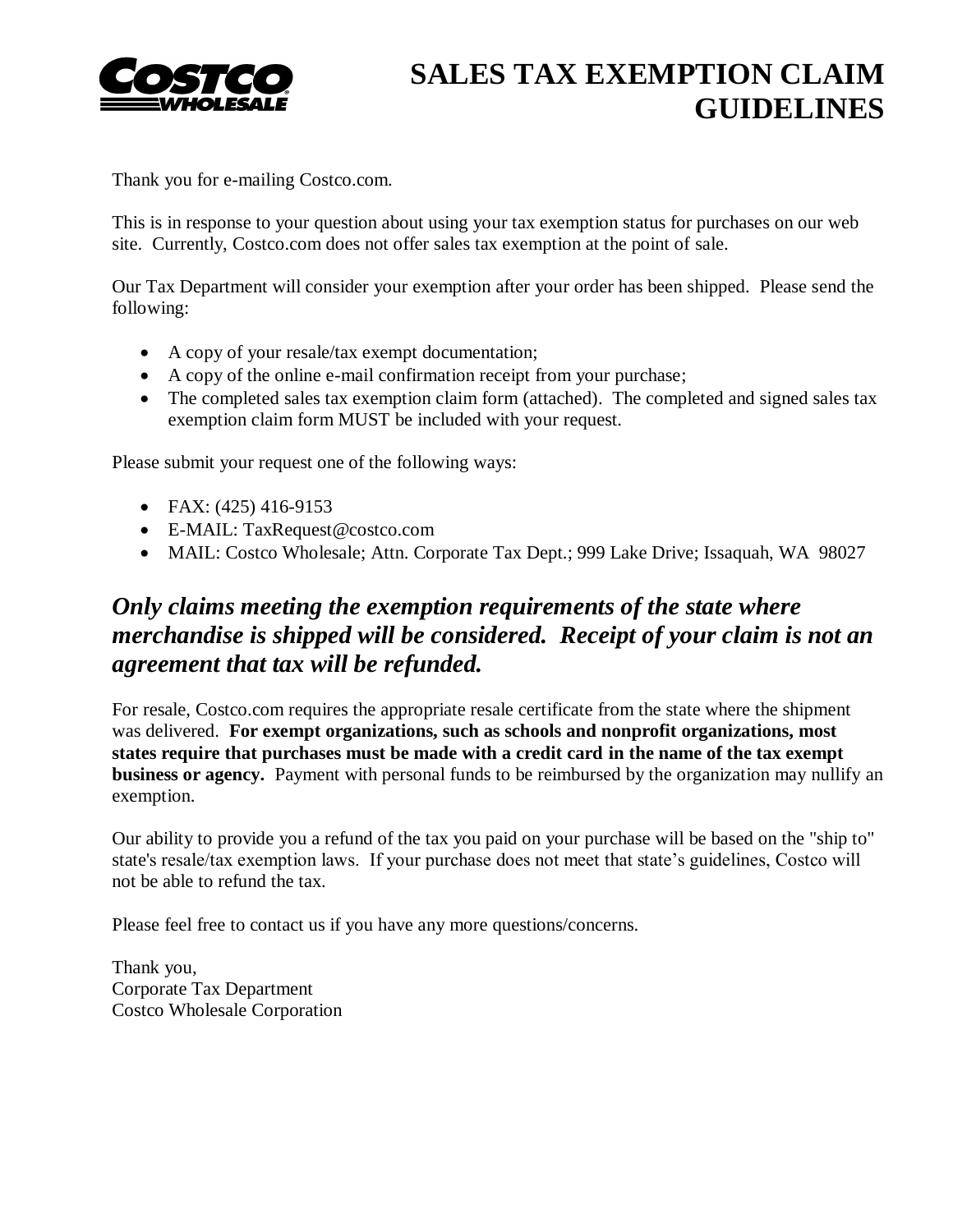# SALES TAX EXEMPTION CLAIM GUIDELINES

Thank you for e-mailing Costco.com.

This is in response to your question about using your tax exemption status for purchases on our web site. Currently, Costco.com does not offer sales tax exemption at the point of sale.

Our Tax Department will consider your exemption after your order has been shipped. Please send the following:

- A copy of your resale/tax exempt documentation;
- A copy of the online e-mail confirmation receipt from your purchase;
- The completed sales tax exemption claim form (attached). The completed and signed sales tax exemption claim form MUST be included with your request.

Please submit your request one of the following ways:

- FAX: (425) 416-9153
- E-MAIL: TaxRequest@costco.com
- MAIL: Costco Wholesale; Attn. Corporate Tax Dept.; 999 Lake Drive; Issaquah, WA 98027

## ***Only claims meeting the exemption requirements of the state where merchandise is shipped will be considered. Receipt of your claim is not an agreement that tax will be refunded.***

For resale, Costco.com requires the appropriate resale certificate from the state where the shipment was delivered. **For exempt organizations, such as schools and nonprofit organizations, most states require that purchases must be made with a credit card in the name of the tax exempt business or agency.** Payment with personal funds to be reimbursed by the organization may nullify an exemption.

Our ability to provide you a refund of the tax you paid on your purchase will be based on the "ship to" state's resale/tax exemption laws. If your purchase does not meet that state's guidelines, Costco will not be able to refund the tax.

Please feel free to contact us if you have any more questions/concerns.

Thank you,
Corporate Tax Department
Costco Wholesale Corporation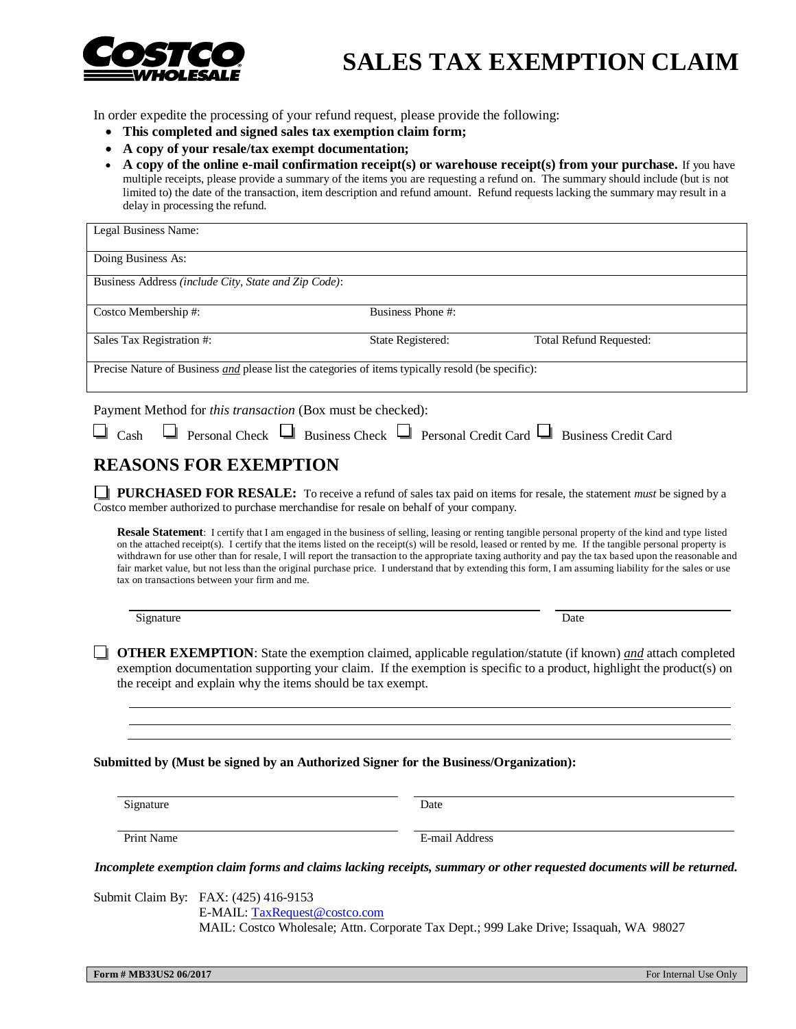COSTCO WHOLESALE

# SALES TAX EXEMPTION CLAIM

In order expedite the processing of your refund request, please provide the following:

- **This completed and signed sales tax exemption claim form;**
- **A copy of your resale/tax exempt documentation;**
- **A copy of the online e-mail confirmation receipt(s) or warehouse receipt(s) from your purchase.** If you have multiple receipts, please provide a summary of the items you are requesting a refund on. The summary should include (but is not limited to) the date of the transaction, item description and refund amount. Refund requests lacking the summary may result in a delay in processing the refund.

| | | |
|---|---|---|
| Legal Business Name: | | |
| Doing Business As: | | |
| Business Address *(include City, State and Zip Code)*: | | |
| Costco Membership #: | Business Phone #: | |
| Sales Tax Registration #: | State Registered: | Total Refund Requested: |
| Precise Nature of Business ***and*** please list the categories of items typically resold (be specific): | | |

Payment Method for *this transaction* (Box must be checked):

☐ Cash ☐ Personal Check ☐ Business Check ☐ Personal Credit Card ☐ Business Credit Card

## REASONS FOR EXEMPTION

☐ **PURCHASED FOR RESALE:** To receive a refund of sales tax paid on items for resale, the statement *must* be signed by a Costco member authorized to purchase merchandise for resale on behalf of your company.

**Resale Statement**: I certify that I am engaged in the business of selling, leasing or renting tangible personal property of the kind and type listed on the attached receipt(s). I certify that the items listed on the receipt(s) will be resold, leased or rented by me. If the tangible personal property is withdrawn for use other than for resale, I will report the transaction to the appropriate taxing authority and pay the tax based upon the reasonable and fair market value, but not less than the original purchase price. I understand that by extending this form, I am assuming liability for the sales or use tax on transactions between your firm and me.

Signature ______________________ Date ____________

☐ **OTHER EXEMPTION**: State the exemption claimed, applicable regulation/statute (if known) ***and*** attach completed exemption documentation supporting your claim. If the exemption is specific to a product, highlight the product(s) on the receipt and explain why the items should be tax exempt.

______________________________________________

______________________________________________

______________________________________________

**Submitted by (Must be signed by an Authorized Signer for the Business/Organization):**

Signature ______________________ Date ____________

Print Name ______________________ E-mail Address ____________

***Incomplete exemption claim forms and claims lacking receipts, summary or other requested documents will be returned.***

Submit Claim By: FAX: (425) 416-9153
E-MAIL: TaxRequest@costco.com
MAIL: Costco Wholesale; Attn. Corporate Tax Dept.; 999 Lake Drive; Issaquah, WA 98027

**Form # MB33US2 06/2017** For Internal Use Only